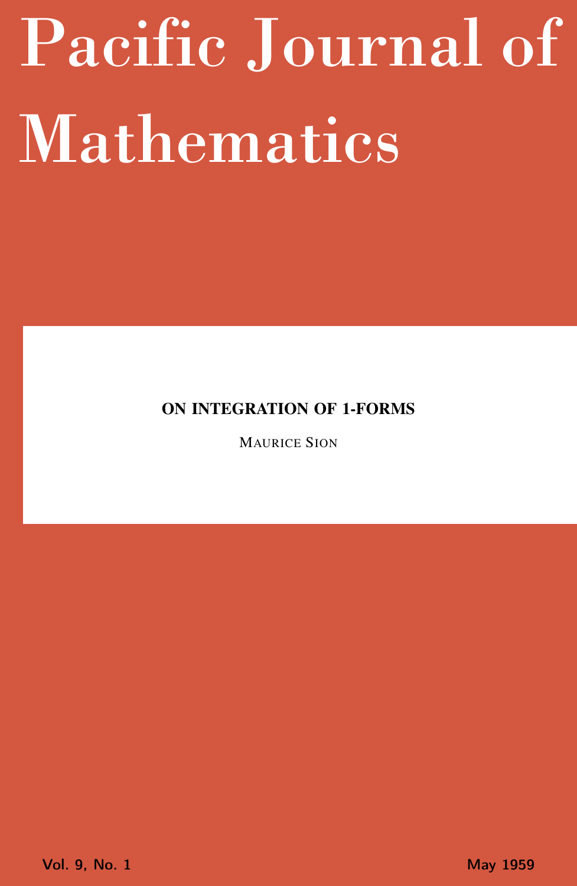# Pacific Journal of Mathematics

## ON INTEGRATION OF 1-FORMS

MAURICE SION

Vol. 9, No. 1 May 1959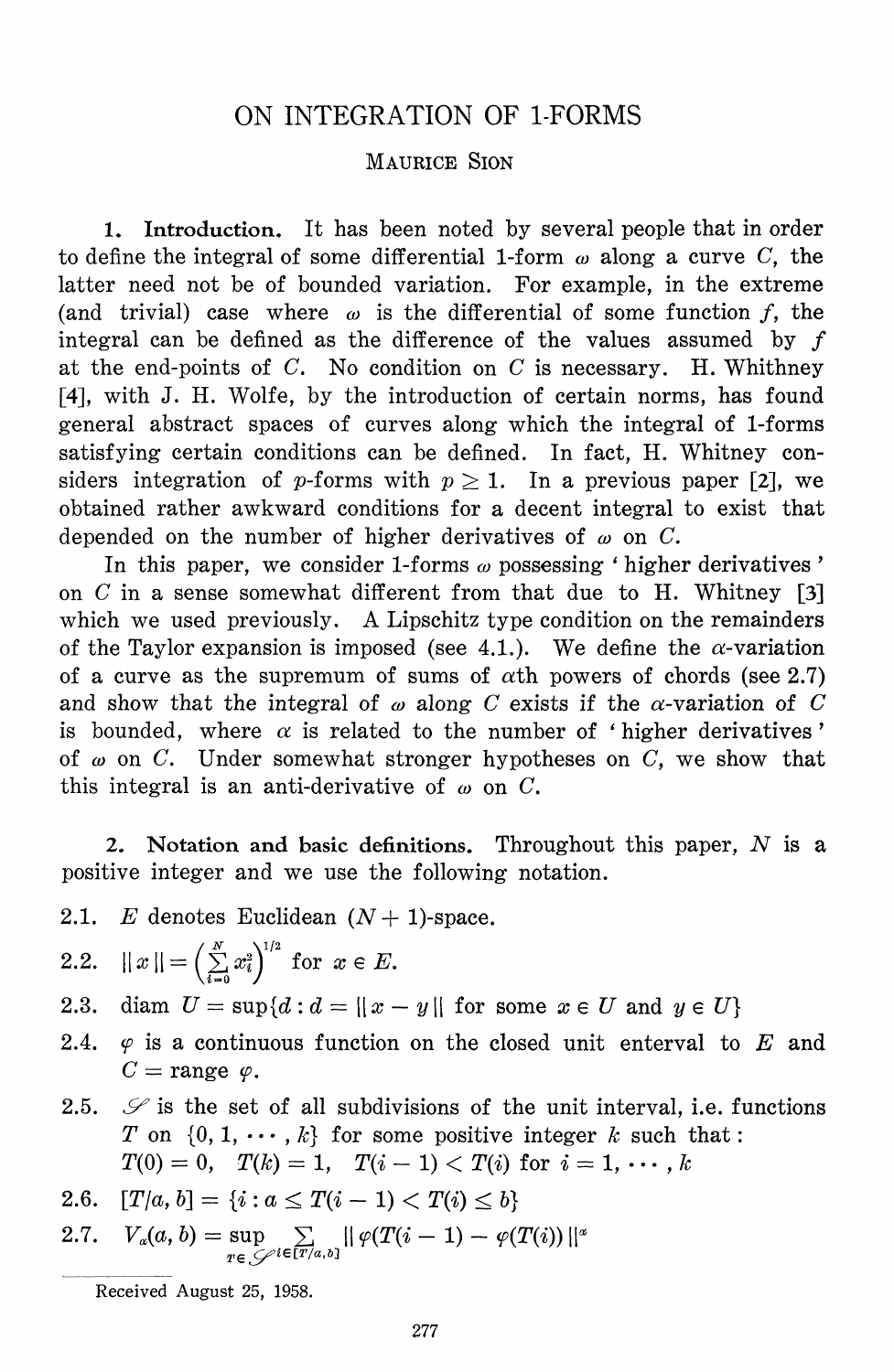# ON INTEGRATION OF 1-FORMS

MAURICE SION

**1. Introduction.** It has been noted by several people that in order to define the integral of some differential 1-form $\omega$ along a curve $C$, the latter need not be of bounded variation. For example, in the extreme (and trivial) case where $\omega$ is the differential of some function $f$, the integral can be defined as the difference of the values assumed by $f$ at the end-points of $C$. No condition on $C$ is necessary. H. Whitney [4], with J. H. Wolfe, by the introduction of certain norms, has found general abstract spaces of curves along which the integral of 1-forms satisfying certain conditions can be defined. In fact, H. Whitney considers integration of $p$-forms with $p \geq 1$. In a previous paper [2], we obtained rather awkward conditions for a decent integral to exist that depended on the number of higher derivatives of $\omega$ on $C$.

In this paper, we consider 1-forms $\omega$ possessing 'higher derivatives' on $C$ in a sense somewhat different from that due to H. Whitney [3] which we used previously. A Lipschitz type condition on the remainders of the Taylor expansion is imposed (see 4.1.). We define the $\alpha$-variation of a curve as the supremum of sums of $\alpha$th powers of chords (see 2.7) and show that the integral of $\omega$ along $C$ exists if the $\alpha$-variation of $C$ is bounded, where $\alpha$ is related to the number of 'higher derivatives' of $\omega$ on $C$. Under somewhat stronger hypotheses on $C$, we show that this integral is an anti-derivative of $\omega$ on $C$.

**2. Notation and basic definitions.** Throughout this paper, $N$ is a positive integer and we use the following notation.

2.1. $E$ denotes Euclidean $(N+1)$-space.

2.2. $\|x\| = \left(\sum_{i=0}^{N} x_i^2\right)^{1/2}$ for $x \in E$.

2.3. diam $U = \sup\{d : d = \|x - y\|$ for some $x \in U$ and $y \in U\}$

2.4. $\varphi$ is a continuous function on the closed unit enterval to $E$ and $C =$ range $\varphi$.

2.5. $\mathscr{S}$ is the set of all subdivisions of the unit interval, i.e. functions $T$ on $\{0, 1, \cdots, k\}$ for some positive integer $k$ such that: $T(0) = 0$, $T(k) = 1$, $T(i-1) < T(i)$ for $i = 1, \cdots, k$

2.6. $[T/a, b] = \{i : a \leq T(i-1) < T(i) \leq b\}$

2.7. $V_\alpha(a, b) = \sup_{T \in \mathscr{S}} \sum_{i \in [T/a,b]} \|\varphi(T(i-1) - \varphi(T(i))\|^\alpha$

Received August 25, 1958.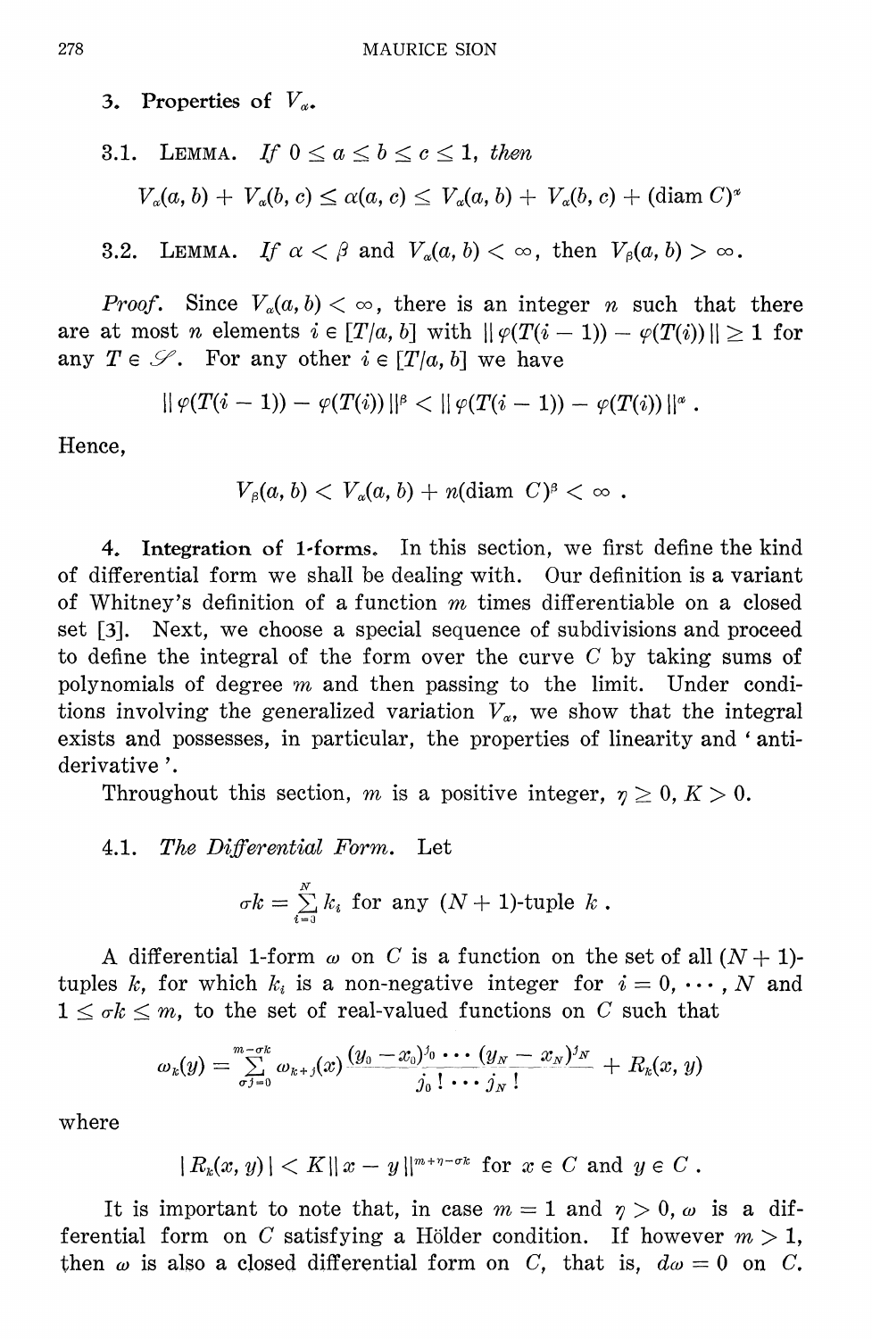## 3. Properties of $V_\alpha$.

3.1. LEMMA. *If* $0 \le a \le b \le c \le 1$, *then*

$$V_\alpha(a, b) + V_\alpha(b, c) \le \alpha(a, c) \le V_\alpha(a, b) + V_\alpha(b, c) + (\operatorname{diam} C)^\alpha$$

3.2. LEMMA. *If* $\alpha < \beta$ and $V_\alpha(a, b) < \infty$, then $V_\beta(a, b) > \infty$.

*Proof.* Since $V_\alpha(a, b) < \infty$, there is an integer $n$ such that there are at most $n$ elements $i \in [T/a, b]$ with $\| \varphi(T(i-1)) - \varphi(T(i)) \| \ge 1$ for any $T \in \mathscr{S}$. For any other $i \in [T/a, b]$ we have

$$\| \varphi(T(i-1)) - \varphi(T(i)) \|^\beta < \| \varphi(T(i-1)) - \varphi(T(i)) \|^\alpha .$$

Hence,

$$V_\beta(a, b) < V_\alpha(a, b) + n(\operatorname{diam} C)^\beta < \infty .$$

## 4. Integration of 1-forms.

In this section, we first define the kind of differential form we shall be dealing with. Our definition is a variant of Whitney's definition of a function $m$ times differentiable on a closed set [3]. Next, we choose a special sequence of subdivisions and proceed to define the integral of the form over the curve $C$ by taking sums of polynomials of degree $m$ and then passing to the limit. Under conditions involving the generalized variation $V_\alpha$, we show that the integral exists and possesses, in particular, the properties of linearity and 'antiderivative'.

Throughout this section, $m$ is a positive integer, $\eta \ge 0$, $K > 0$.

4.1. *The Differential Form.* Let

$$\sigma k = \sum_{i=0}^{N} k_i \text{ for any } (N+1)\text{-tuple } k .$$

A differential 1-form $\omega$ on $C$ is a function on the set of all $(N+1)$-tuples $k$, for which $k_i$ is a non-negative integer for $i = 0, \cdots, N$ and $1 \le \sigma k \le m$, to the set of real-valued functions on $C$ such that

$$\omega_k(y) = \sum_{\sigma j = 0}^{m - \sigma k} \omega_{k+j}(x) \frac{(y_0 - x_0)^{j_0} \cdots (y_N - x_N)^{j_N}}{j_0! \cdots j_N!} + R_k(x, y)$$

where

$$| R_k(x, y) | < K \| x - y \|^{m + \eta - \sigma k} \text{ for } x \in C \text{ and } y \in C .$$

It is important to note that, in case $m = 1$ and $\eta > 0$, $\omega$ is a differential form on $C$ satisfying a Hölder condition. If however $m > 1$, then $\omega$ is also a closed differential form on $C$, that is, $d\omega = 0$ on $C$.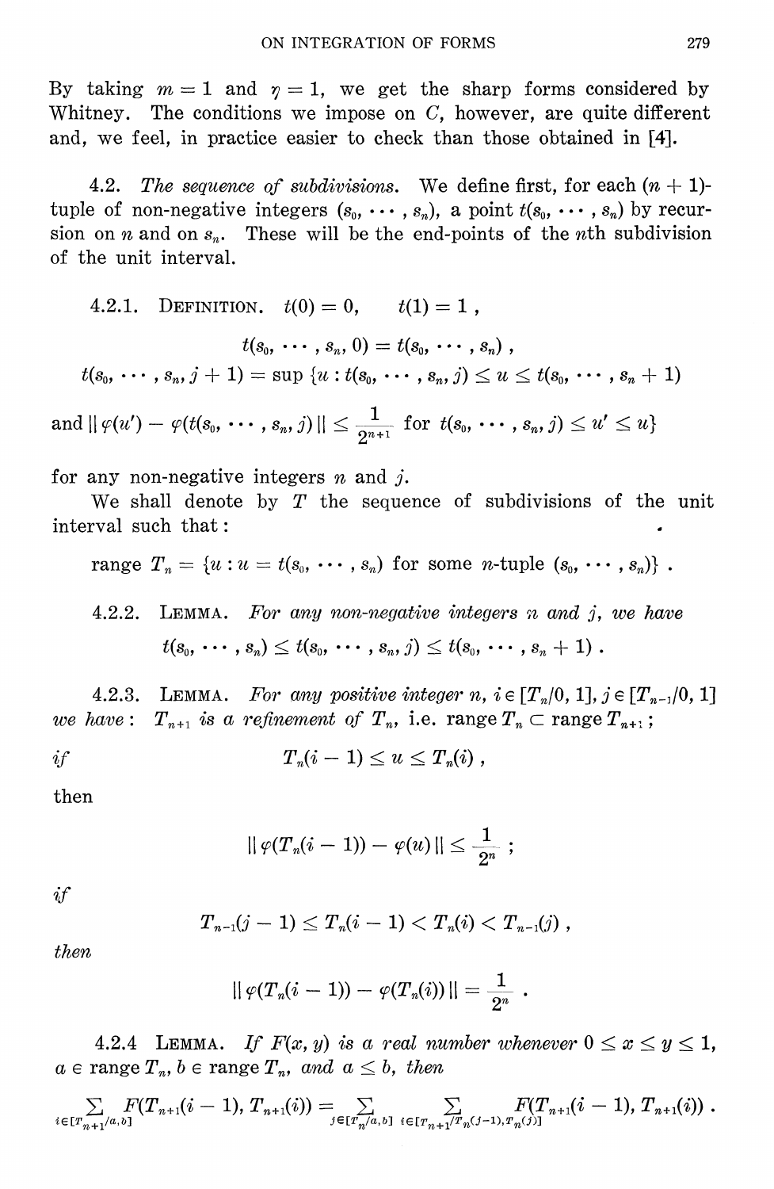By taking $m = 1$ and $\eta = 1$, we get the sharp forms considered by Whitney. The conditions we impose on $C$, however, are quite different and, we feel, in practice easier to check than those obtained in [4].

4.2. *The sequence of subdivisions.* We define first, for each $(n + 1)$-tuple of non-negative integers $(s_0, \cdots, s_n)$, a point $t(s_0, \cdots, s_n)$ by recursion on $n$ and on $s_n$. These will be the end-points of the $n$th subdivision of the unit interval.

4.2.1. DEFINITION. $t(0) = 0, \qquad t(1) = 1$,

$$t(s_0, \cdots, s_n, 0) = t(s_0, \cdots, s_n) ,$$

$$t(s_0, \cdots, s_n, j + 1) = \sup \{u : t(s_0, \cdots, s_n, j) \leq u \leq t(s_0, \cdots, s_n + 1)$$

$$\text{and } \| \varphi(u') - \varphi(t(s_0, \cdots, s_n, j)) \| \leq \frac{1}{2^{n+1}} \text{ for } t(s_0, \cdots, s_n, j) \leq u' \leq u\}$$

for any non-negative integers $n$ and $j$.

We shall denote by $T$ the sequence of subdivisions of the unit interval such that:

$$\text{range } T_n = \{u : u = t(s_0, \cdots, s_n) \text{ for some } n\text{-tuple } (s_0, \cdots, s_n)\} .$$

4.2.2. LEMMA. *For any non-negative integers $n$ and $j$, we have*

$$t(s_0, \cdots, s_n) \leq t(s_0, \cdots, s_n, j) \leq t(s_0, \cdots, s_n + 1) .$$

4.2.3. LEMMA. *For any positive integer $n$, $i \in [T_n/0, 1]$, $j \in [T_{n-1}/0, 1]$ we have: $T_{n+1}$ is a refinement of $T_n$,* i.e. range $T_n \subset$ range $T_{n+1}$;

*if*

$$T_n(i - 1) \leq u \leq T_n(i) ,$$

then

$$\| \varphi(T_n(i - 1)) - \varphi(u) \| \leq \frac{1}{2^n} ;$$

*if*

$$T_{n-1}(j - 1) \leq T_n(i - 1) < T_n(i) < T_{n-1}(j) ,$$

*then*

$$\| \varphi(T_n(i - 1)) - \varphi(T_n(i)) \| = \frac{1}{2^n} .$$

4.2.4 LEMMA. *If $F(x, y)$ is a real number whenever $0 \leq x \leq y \leq 1$, $a \in$ range $T_n$, $b \in$ range $T_n$, and $a \leq b$, then*

$$\sum_{i \in [T_{n+1}/a, b]} F(T_{n+1}(i - 1), T_{n+1}(i)) = \sum_{j \in [T_n/a, b]} \; \sum_{i \in [T_{n+1}/T_n(j-1), T_n(j)]} F(T_{n+1}(i - 1), T_{n+1}(i)) .$$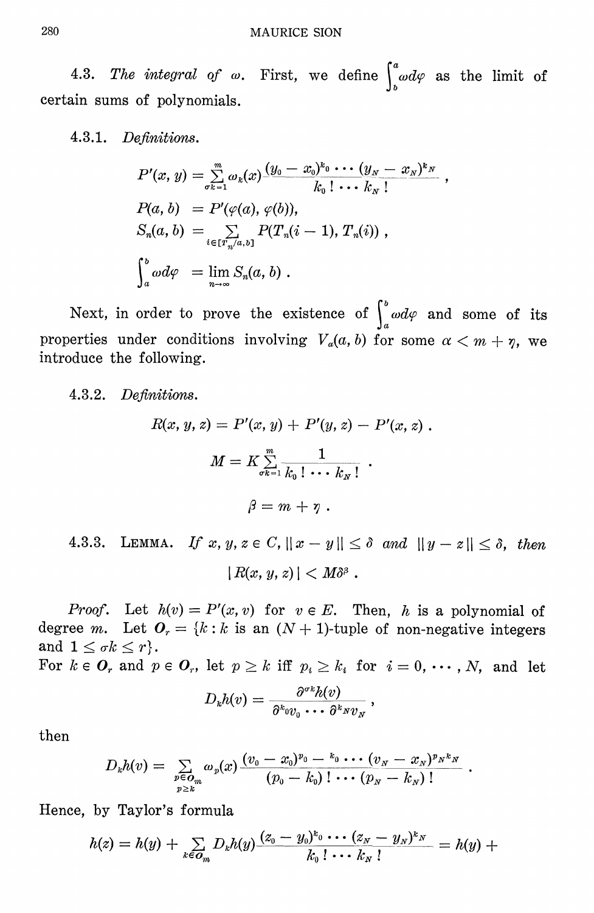4.3. *The integral of* $\omega$. First, we define $\int_b^a \omega d\varphi$ as the limit of certain sums of polynomials.

4.3.1. *Definitions.*

$$P'(x, y) = \sum_{\sigma k=1}^{m} \omega_k(x) \frac{(y_0 - x_0)^{k_0} \cdots (y_N - x_N)^{k_N}}{k_0 ! \cdots k_N !},$$

$$P(a, b) \;= P'(\varphi(a), \varphi(b)),$$

$$S_n(a, b) \;= \sum_{i \in [T_n/a, b]} P(T_n(i-1), T_n(i)),$$

$$\int_a^b \omega d\varphi \;= \lim_{n \to \infty} S_n(a, b).$$

Next, in order to prove the existence of $\int_a^b \omega d\varphi$ and some of its properties under conditions involving $V_\alpha(a, b)$ for some $\alpha < m + \eta$, we introduce the following.

4.3.2. *Definitions.*

$$R(x, y, z) = P'(x, y) + P'(y, z) - P'(x, z).$$

$$M = K \sum_{\sigma k=1}^{m} \frac{1}{k_0 ! \cdots k_N !}.$$

$$\beta = m + \eta.$$

4.3.3. LEMMA. *If $x, y, z \in C$, $\| x - y \| \leq \delta$ and $\| y - z \| \leq \delta$, then*

$$| R(x, y, z) | < M \delta^\beta.$$

*Proof.* Let $h(v) = P'(x, v)$ for $v \in E$. Then, $h$ is a polynomial of degree $m$. Let $\boldsymbol{O}_r = \{k : k$ is an $(N+1)$-tuple of non-negative integers and $1 \leq \sigma k \leq r\}$.

For $k \in \boldsymbol{O}_r$ and $p \in \boldsymbol{O}_r$, let $p \geq k$ iff $p_i \geq k_i$ for $i = 0, \cdots, N$, and let

$$D_k h(v) = \frac{\partial^{\sigma k} h(v)}{\partial^{k_0} v_0 \cdots \partial^{k_N} v_N},$$

then

$$D_k h(v) = \sum_{\substack{p \in \boldsymbol{O}_m \\ p \geq k}} \omega_p(x) \frac{(v_0 - x_0)^{p_0 - k_0} \cdots (v_N - x_N)^{p_N k_N}}{(p_0 - k_0) ! \cdots (p_N - k_N) !}.$$

Hence, by Taylor's formula

$$h(z) = h(y) + \sum_{k \in \boldsymbol{O}_m} D_k h(y) \frac{(z_0 - y_0)^{k_0} \cdots (z_N - y_N)^{k_N}}{k_0 ! \cdots k_N !} = h(y) +$$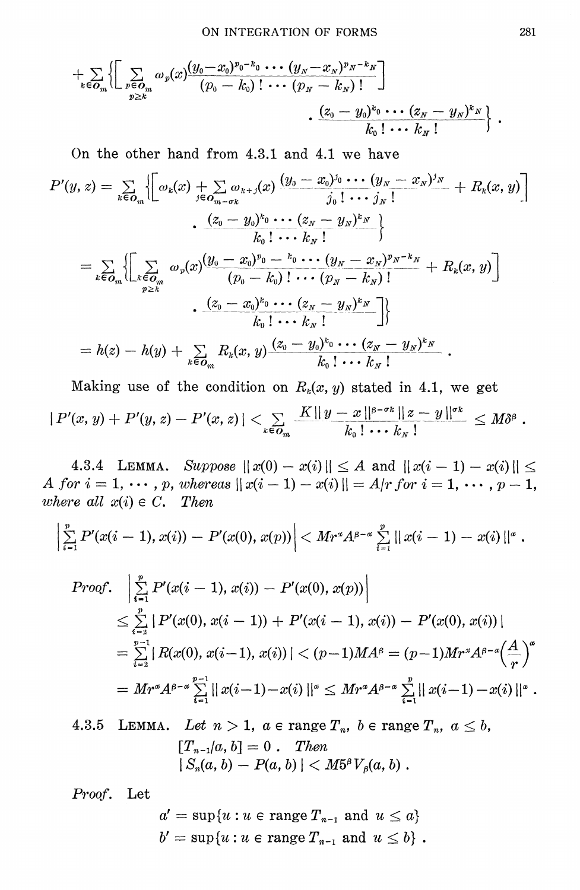$$+\sum_{k\in O_m}\left\{\left[\sum_{\substack{p\in O_m\\ p\geq k}} \omega_p(x)\frac{(y_0-x_0)^{p_0-k_0}\cdots(y_N-x_N)^{p_N-k_N}}{(p_0-k_0)!\cdots(p_N-k_N)!}\right]\cdot\frac{(z_0-y_0)^{k_0}\cdots(z_N-y_N)^{k_N}}{k_0!\cdots k_N!}\right\}.$$

On the other hand from 4.3.1 and 4.1 we have

$$\begin{aligned}
P'(y,z) &= \sum_{k\in O_m}\left\{\left[\omega_k(x)+\sum_{j\in O_{m-\sigma k}}\omega_{k+j}(x)\frac{(y_0-x_0)^{j_0}\cdots(y_N-x_N)^{j_N}}{j_0!\cdots j_N!}+R_k(x,y)\right]\cdot\frac{(z_0-y_0)^{k_0}\cdots(z_N-y_N)^{k_N}}{k_0!\cdots k_N!}\right\}\\
&= \sum_{k\in O_m}\left\{\left[\sum_{\substack{k\in O_m\\ p\geq k}}\omega_p(x)\frac{(y_0-x_0)^{p_0}-{}^{k_0}\cdots(y_N-x_N)^{p_N-k_N}}{(p_0-k_0)!\cdots(p_N-k_N)!}+R_k(x,y)\right]\cdot\frac{(z_0-x_0)^{k_0}\cdots(z_N-y_N)^{k_N}}{k_0!\cdots k_N!}\right]\Bigg\}\\
&= h(z)-h(y)+\sum_{k\in O_m}R_k(x,y)\frac{(z_0-y_0)^{k_0}\cdots(z_N-y_N)^{k_N}}{k_0!\cdots k_N!}.
\end{aligned}$$

Making use of the condition on $R_k(x,y)$ stated in 4.1, we get

$$|P'(x,y)+P'(y,z)-P'(x,z)|<\sum_{k\in O_m}\frac{K\|y-x\|^{\beta-\sigma k}\|z-y\|^{\sigma k}}{k_0!\cdots k_N!}\leq M\delta^\beta.$$

4.3.4 LEMMA. *Suppose* $\|x(0)-x(i)\|\leq A$ *and* $\|x(i-1)-x(i)\|\leq A$ *for* $i=1,\cdots,p$, *whereas* $\|x(i-1)-x(i)\|=A/r$ *for* $i=1,\cdots,p-1$, *where all* $x(i)\in C$. *Then*

$$\left|\sum_{i=1}^{p}P'(x(i-1),x(i))-P'(x(0),x(p))\right|<Mr^\alpha A^{\beta-\alpha}\sum_{i=1}^{p}\|x(i-1)-x(i)\|^\alpha.$$

*Proof.*

$$\begin{aligned}
&\left|\sum_{i=1}^{p}P'(x(i-1),x(i))-P'(x(0),x(p))\right|\\
&\leq\sum_{i=2}^{p}|P'(x(0),x(i-1))+P'(x(i-1),x(i))-P'(x(0),x(i))|\\
&=\sum_{i=2}^{p-1}|R(x(0),x(i-1),x(i))|<(p-1)MA^\beta=(p-1)Mr^\alpha A^{\beta-\alpha}\left(\frac{A}{r}\right)^\alpha\\
&=Mr^\alpha A^{\beta-\alpha}\sum_{i=1}^{p-1}\|x(i-1)-x(i)\|^\alpha\leq Mr^\alpha A^{\beta-\alpha}\sum_{i=1}^{p}\|x(i-1)-x(i)\|^\alpha.
\end{aligned}$$

4.3.5 LEMMA. *Let* $n>1$, $a\in\text{range}\,T_n$, $b\in\text{range}\,T_n$, $a\leq b$, $[T_{n-1}/a,b]=0$. *Then*
$|S_n(a,b)-P(a,b)|<M5^\beta V_\beta(a,b)$.

*Proof.* Let

$$a'=\sup\{u:u\in\text{range}\,T_{n-1}\text{ and }u\leq a\}$$
$$b'=\sup\{u:u\in\text{range}\,T_{n-1}\text{ and }u\leq b\}.$$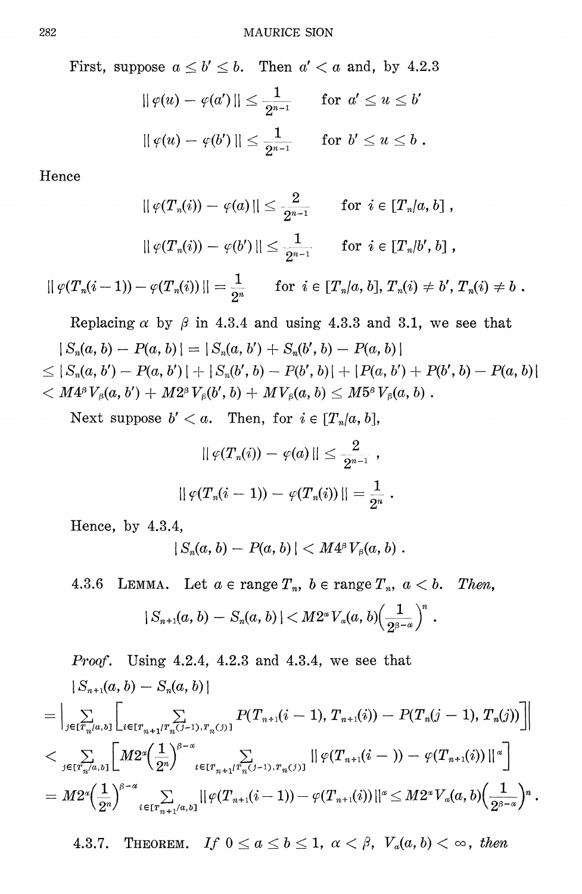First, suppose $a \leq b' \leq b$. Then $a' < a$ and, by 4.2.3

$$\| \varphi(u) - \varphi(a') \| \leq \frac{1}{2^{n-1}} \qquad \text{for } a' \leq u \leq b'$$

$$\| \varphi(u) - \varphi(b') \| \leq \frac{1}{2^{n-1}} \qquad \text{for } b' \leq u \leq b \, .$$

Hence

$$\| \varphi(T_n(i)) - \varphi(a) \| \leq \frac{2}{2^{n-1}} \qquad \text{for } i \in [T_n/a, b] \, ,$$

$$\| \varphi(T_n(i)) - \varphi(b') \| \leq \frac{1}{2^{n-1}} \qquad \text{for } i \in [T_n/b', b] \, ,$$

$$\| \varphi(T_n(i-1)) - \varphi(T_n(i)) \| = \frac{1}{2^n} \qquad \text{for } i \in [T_n/a, b], T_n(i) \neq b', T_n(i) \neq b \, .$$

Replacing $\alpha$ by $\beta$ in 4.3.4 and using 4.3.3 and 3.1, we see that

$$\begin{aligned}
&| S_n(a, b) - P(a, b) | = | S_n(a, b') + S_n(b', b) - P(a, b) | \\
&\leq | S_n(a, b') - P(a, b') | + | S_n(b', b) - P(b', b) | + | P(a, b') + P(b', b) - P(a, b) | \\
&< M 4^\beta V_\beta(a, b') + M 2^\beta V_\beta(b', b) + M V_\beta(a, b) \leq M 5^\beta V_\beta(a, b) \, .
\end{aligned}$$

Next suppose $b' < a$. Then, for $i \in [T_n/a, b]$,

$$\| \varphi(T_n(i)) - \varphi(a) \| \leq \frac{2}{2^{n-1}} \, ,$$

$$\| \varphi(T_n(i-1)) - \varphi(T_n(i)) \| = \frac{1}{2^n} \, .$$

Hence, by 4.3.4,

$$| S_n(a, b) - P(a, b) | < M 4^\beta V_\beta(a, b) \, .$$

4.3.6 LEMMA. *Let $a \in$ range $T_n$, $b \in$ range $T_n$, $a < b$. Then,*

$$| S_{n+1}(a, b) - S_n(a, b) | < M 2^\alpha V_\alpha(a, b) \left( \frac{1}{2^{\beta - \alpha}} \right)^n \, .$$

*Proof.* Using 4.2.4, 4.2.3 and 4.3.4, we see that

$$\begin{aligned}
&| S_{n+1}(a, b) - S_n(a, b) | \\
&= \left| \sum_{j \in [T_n/a, b]} \left[ \sum_{i \in [T_{n+1}/T_n(j-1), T_n(j)]} P(T_{n+1}(i-1), T_{n+1}(i)) - P(T_n(j-1), T_n(j)) \right] \right| \\
&< \sum_{j \in [T_n/a, b]} \left[ M 2^\alpha \left( \frac{1}{2^n} \right)^{\beta - \alpha} \sum_{i \in [T_{n+1}/T_n(j-1), T_n(j)]} \| \varphi(T_{n+1}(i - )) - \varphi(T_{n+1}(i)) \|^\alpha \right] \\
&= M 2^\alpha \left( \frac{1}{2^n} \right)^{\beta - \alpha} \sum_{i \in [T_{n+1}/a, b]} \| \varphi(T_{n+1}(i-1)) - \varphi(T_{n+1}(i)) \|^\alpha \leq M 2^\alpha V_\alpha(a, b) \left( \frac{1}{2^{\beta - \alpha}} \right)^n .
\end{aligned}$$

4.3.7. THEOREM. *If $0 \leq a \leq b \leq 1$, $\alpha < \beta$, $V_\alpha(a, b) < \infty$, then*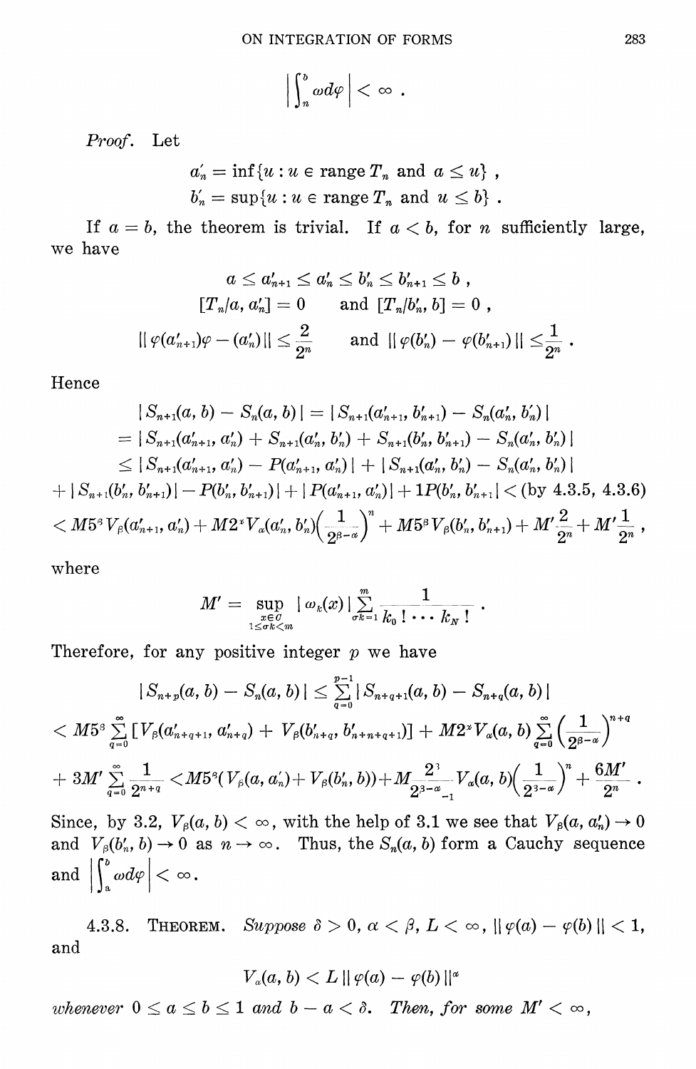$$\left| \int_n^b \omega d\varphi \right| < \infty .$$

*Proof.* Let

$$a'_n = \inf\{u : u \in \text{range } T_n \text{ and } a \leq u\} ,$$
$$b'_n = \sup\{u : u \in \text{range } T_n \text{ and } u \leq b\} .$$

If $a = b$, the theorem is trivial. If $a < b$, for $n$ sufficiently large, we have

$$a \leq a'_{n+1} \leq a'_n \leq b'_n \leq b'_{n+1} \leq b ,$$
$$[T_n/a, a'_n] = 0 \qquad \text{and } [T_n/b'_n, b] = 0 ,$$
$$\| \varphi(a'_{n+1})\varphi - (a'_n) \| \leq \frac{2}{2^n} \qquad \text{and } \| \varphi(b'_n) - \varphi(b'_{n+1}) \| \leq \frac{1}{2^n} .$$

Hence

$$| S_{n+1}(a, b) - S_n(a, b) | = | S_{n+1}(a'_{n+1}, b'_{n+1}) - S_n(a'_n, b'_n) |$$
$$= | S_{n+1}(a'_{n+1}, a'_n) + S_{n+1}(a'_n, b'_n) + S_{n+1}(b'_n, b'_{n+1}) - S_n(a'_n, b'_n) |$$
$$\leq | S_{n+1}(a'_{n+1}, a'_n) - P(a'_{n+1}, a'_n) | + | S_{n+1}(a'_n, b'_n) - S_n(a'_n, b'_n) |$$
$$+ | S_{n+1}(b'_n, b'_{n+1}) | - P(b'_n, b'_{n+1}) | + | P(a'_{n+1}, a'_n) | + 1P(b'_n, b'_{n+1} | < (\text{by } 4.3.5,\ 4.3.6)$$
$$< M5^\beta V_\beta(a'_{n+1}, a'_n) + M2^\alpha V_\alpha(a'_n, b'_n)\left(\frac{1}{2^{\beta-\alpha}}\right)^n + M5^\beta V_\beta(b'_n, b'_{n+1}) + M'\frac{2}{2^n} + M'\frac{1}{2^n} ,$$

where

$$M' = \sup_{\substack{x \in C \\ 1 \leq \sigma k < m}} | \omega_k(x) | \sum_{\sigma k = 1}^{m} \frac{1}{k_0 ! \cdots k_N !} .$$

Therefore, for any positive integer $p$ we have

$$| S_{n+p}(a, b) - S_n(a, b) | \leq \sum_{q=0}^{p-1} | S_{n+q+1}(a, b) - S_{n+q}(a, b) |$$
$$< M5^\beta \sum_{q=0}^{\infty} [V_\beta(a'_{n+q+1}, a'_{n+q}) + V_\beta(b'_{n+q}, b'_{n+n+q+1})] + M2^\alpha V_\alpha(a, b) \sum_{q=0}^{\infty} \left(\frac{1}{2^{\beta-\alpha}}\right)^{n+q}$$
$$+ 3M' \sum_{q=0}^{\infty} \frac{1}{2^{n+q}} < M5^\beta(V_\beta(a, a'_n) + V_\beta(b'_n, b)) + M\frac{2^\beta}{2^{\beta-\alpha}-1} V_\alpha(a, b)\left(\frac{1}{2^{\beta-\alpha}}\right)^n + \frac{6M'}{2^n} .$$

Since, by 3.2, $V_\beta(a, b) < \infty$, with the help of 3.1 we see that $V_\beta(a, a'_n) \to 0$ and $V_\beta(b'_n, b) \to 0$ as $n \to \infty$. Thus, the $S_n(a, b)$ form a Cauchy sequence and $\left| \int_a^b \omega d\varphi \right| < \infty$.

4.3.8. THEOREM. *Suppose* $\delta > 0$, $\alpha < \beta$, $L < \infty$, $\| \varphi(a) - \varphi(b) \| < 1$, and

$$V_\alpha(a, b) < L \| \varphi(a) - \varphi(b) \|^\alpha$$

*whenever* $0 \leq a \leq b \leq 1$ *and* $b - a < \delta$. *Then, for some* $M' < \infty$,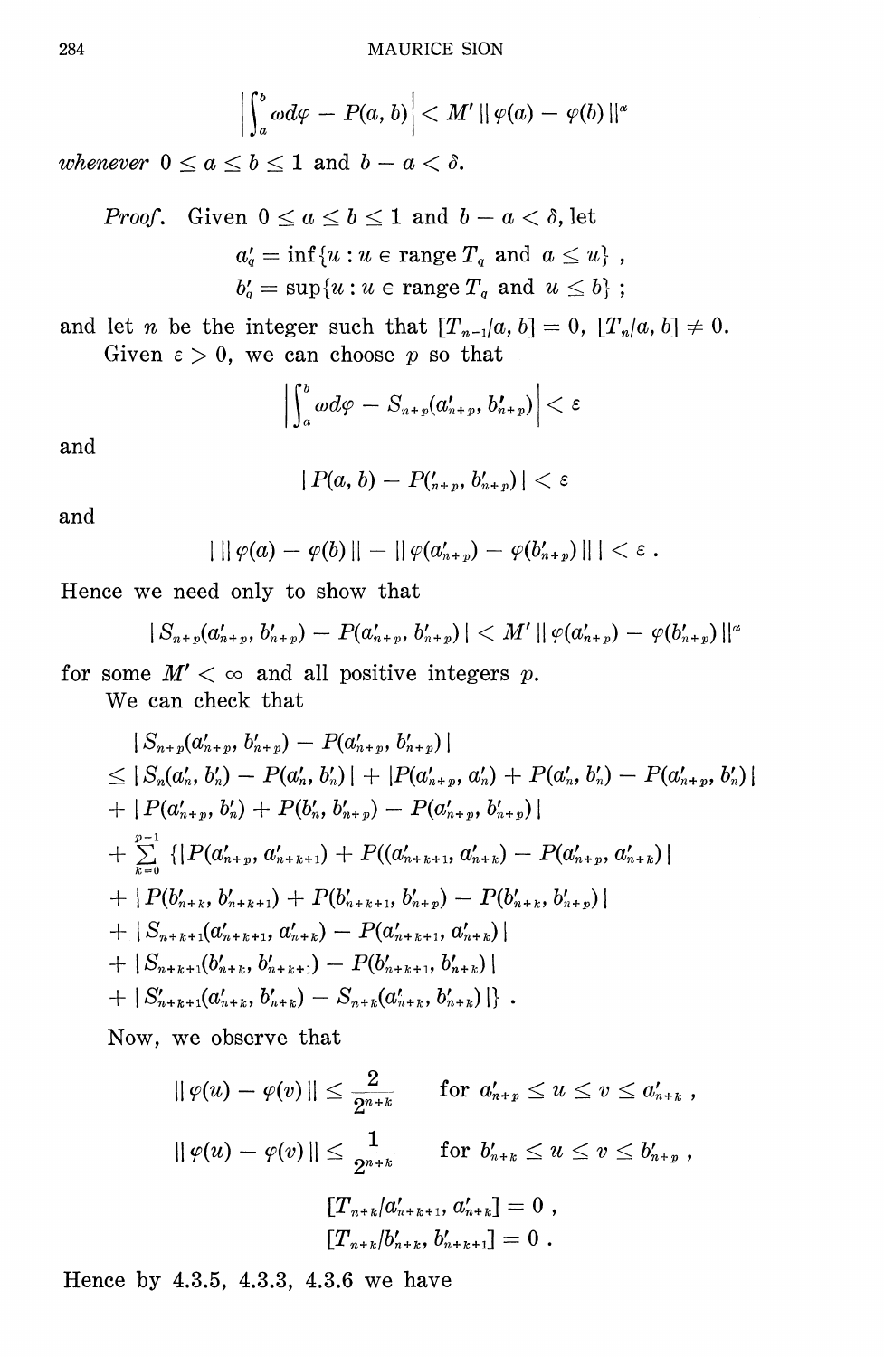$$\left| \int_a^b \omega d\varphi - P(a, b) \right| < M' \| \varphi(a) - \varphi(b) \|^\alpha$$

*whenever* $0 \leq a \leq b \leq 1$ and $b - a < \delta$.

*Proof.* Given $0 \leq a \leq b \leq 1$ and $b - a < \delta$, let

$$a'_q = \inf\{u : u \in \text{range } T_q \text{ and } a \leq u\} ,$$
$$b'_q = \sup\{u : u \in \text{range } T_q \text{ and } u \leq b\} ;$$

and let $n$ be the integer such that $[T_{n-1}/a, b] = 0$, $[T_n/a, b] \neq 0$.

Given $\varepsilon > 0$, we can choose $p$ so that

$$\left| \int_a^b \omega d\varphi - S_{n+p}(a'_{n+p}, b'_{n+p}) \right| < \varepsilon$$

and

$$| P(a, b) - P('_{n+p}, b'_{n+p}) | < \varepsilon$$

and

$$| \| \varphi(a) - \varphi(b) \| - \| \varphi(a'_{n+p}) - \varphi(b'_{n+p}) \| | < \varepsilon .$$

Hence we need only to show that

$$| S_{n+p}(a'_{n+p}, b'_{n+p}) - P(a'_{n+p}, b'_{n+p}) | < M' \| \varphi(a'_{n+p}) - \varphi(b'_{n+p}) \|^\alpha$$

for some $M' < \infty$ and all positive integers $p$.

We can check that

$$\begin{aligned}
& | S_{n+p}(a'_{n+p}, b'_{n+p}) - P(a'_{n+p}, b'_{n+p}) | \\
& \leq | S_n(a'_n, b'_n) - P(a'_n, b'_n) | + | P(a'_{n+p}, a'_n) + P(a'_n, b'_n) - P(a'_{n+p}, b'_n) | \\
& + | P(a'_{n+p}, b'_n) + P(b'_n, b'_{n+p}) - P(a'_{n+p}, b'_{n+p}) | \\
& + \sum_{k=0}^{p-1} \{ | P(a'_{n+p}, a'_{n+k+1}) + P((a'_{n+k+1}, a'_{n+k}) - P(a'_{n+p}, a'_{n+k}) | \\
& + | P(b'_{n+k}, b'_{n+k+1}) + P(b'_{n+k+1}, b'_{n+p}) - P(b'_{n+k}, b'_{n+p}) | \\
& + | S_{n+k+1}(a'_{n+k+1}, a'_{n+k}) - P(a'_{n+k+1}, a'_{n+k}) | \\
& + | S_{n+k+1}(b'_{n+k}, b'_{n+k+1}) - P(b'_{n+k+1}, b'_{n+k}) | \\
& + | S'_{n+k+1}(a'_{n+k}, b'_{n+k}) - S_{n+k}(a'_{n+k}, b'_{n+k}) | \} .
\end{aligned}$$

Now, we observe that

$$\| \varphi(u) - \varphi(v) \| \leq \frac{2}{2^{n+k}} \qquad \text{for } a'_{n+p} \leq u \leq v \leq a'_{n+k} ,$$

$$\| \varphi(u) - \varphi(v) \| \leq \frac{1}{2^{n+k}} \qquad \text{for } b'_{n+k} \leq u \leq v \leq b'_{n+p} ,$$

$$[T_{n+k}/a'_{n+k+1}, a'_{n+k}] = 0 ,$$

$$[T_{n+k}/b'_{n+k}, b'_{n+k+1}] = 0 .$$

Hence by 4.3.5, 4.3.3, 4.3.6 we have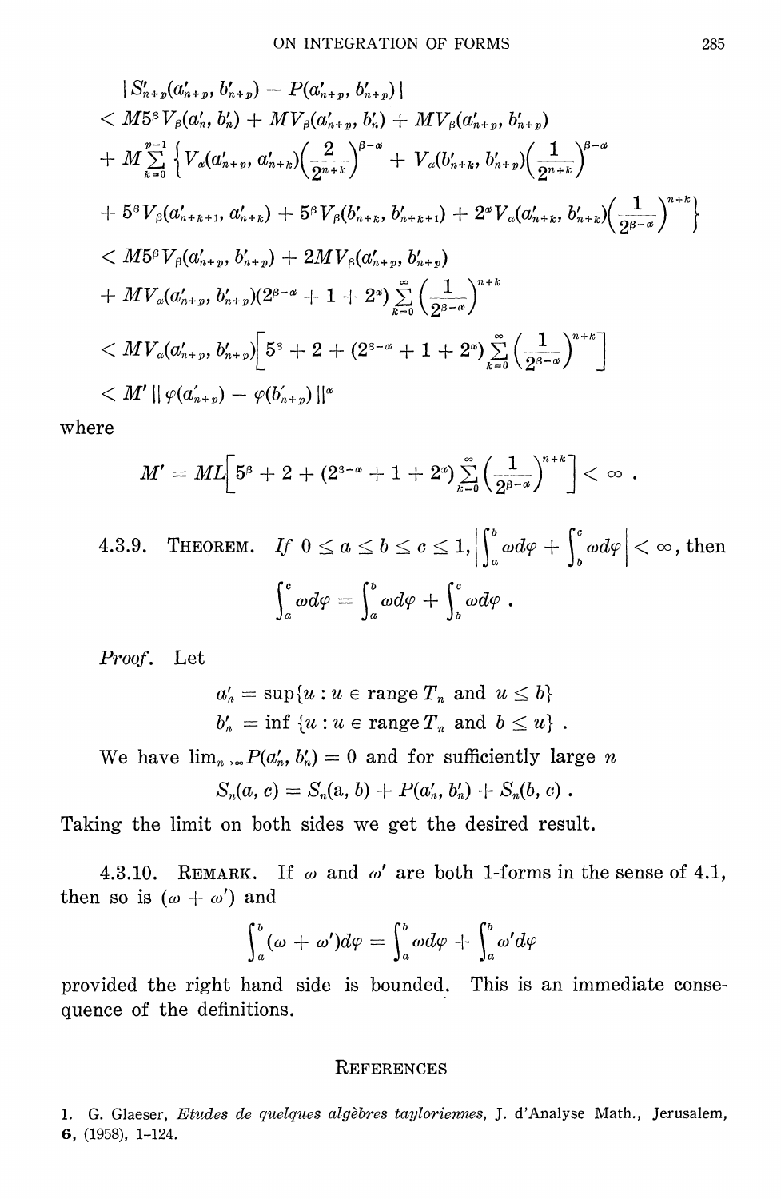$$
\begin{aligned}
&| S'_{n+p}(a'_{n+p}, b'_{n+p}) - P(a'_{n+p}, b'_{n+p}) | \\
&< M5^\beta V_\beta(a'_n, b'_n) + MV_\beta(a'_{n+p}, b'_n) + MV_\beta(a'_{n+p}, b'_{n+p}) \\
&+ M\sum_{k=0}^{p-1} \Big\{ V_\alpha(a'_{n+p}, a'_{n+k})\Big(\frac{2}{2^{n+k}}\Big)^{\beta-\alpha} + V_\alpha(b'_{n+k}, b'_{n+p})\Big(\frac{1}{2^{n+k}}\Big)^{\beta-\alpha} \\
&+ 5^\beta V_\beta(a'_{n+k+1}, a'_{n+k}) + 5^\beta V_\beta(b'_{n+k}, b'_{n+k+1}) + 2^\alpha V_\alpha(a'_{n+k}, b'_{n+k})\Big(\frac{1}{2^{\beta-\alpha}}\Big)^{n+k} \Big\} \\
&< M5^\beta V_\beta(a'_{n+p}, b'_{n+p}) + 2MV_\beta(a'_{n+p}, b'_{n+p}) \\
&+ MV_\alpha(a'_{n+p}, b'_{n+p})(2^{\beta-\alpha} + 1 + 2^\alpha)\sum_{k=0}^{\infty}\Big(\frac{1}{2^{\beta-\alpha}}\Big)^{n+k} \\
&< MV_\alpha(a'_{n+p}, b'_{n+p})\Big[5^\beta + 2 + (2^{\beta-\alpha} + 1 + 2^\alpha)\sum_{k=0}^{\infty}\Big(\frac{1}{2^{\beta-\alpha}}\Big)^{n+k}\Big] \\
&< M' \,\| \varphi(a'_{n+p}) - \varphi(b'_{n+p}) \|^\alpha
\end{aligned}
$$

where

$$
M' = ML\Big[5^\beta + 2 + (2^{\beta-\alpha} + 1 + 2^\alpha)\sum_{k=0}^{\infty}\Big(\frac{1}{2^{\beta-\alpha}}\Big)^{n+k}\Big] < \infty .
$$

4.3.9. THEOREM. *If* $0 \le a \le b \le c \le 1, \left|\int_a^b \omega d\varphi + \int_b^c \omega d\varphi\right| < \infty$, then

$$
\int_a^c \omega d\varphi = \int_a^b \omega d\varphi + \int_b^c \omega d\varphi .
$$

*Proof.* Let

$$
\begin{aligned}
a'_n &= \sup\{u : u \in \text{range } T_n \text{ and } u \le b\} \\
b'_n &= \inf\{u : u \in \text{range } T_n \text{ and } b \le u\} .
\end{aligned}
$$

We have $\lim_{n\to\infty} P(a'_n, b'_n) = 0$ and for sufficiently large $n$

$$
S_n(a, c) = S_n(a, b) + P(a'_n, b'_n) + S_n(b, c) .
$$

Taking the limit on both sides we get the desired result.

4.3.10. REMARK. If $\omega$ and $\omega'$ are both 1-forms in the sense of 4.1, then so is $(\omega + \omega')$ and

$$
\int_a^b (\omega + \omega')d\varphi = \int_a^b \omega d\varphi + \int_a^b \omega' d\varphi
$$

provided the right hand side is bounded. This is an immediate consequence of the definitions.

## REFERENCES

1. G. Glaeser, *Etudes de quelques algèbres tayloriennes*, J. d'Analyse Math., Jerusalem, **6**, (1958), 1–124.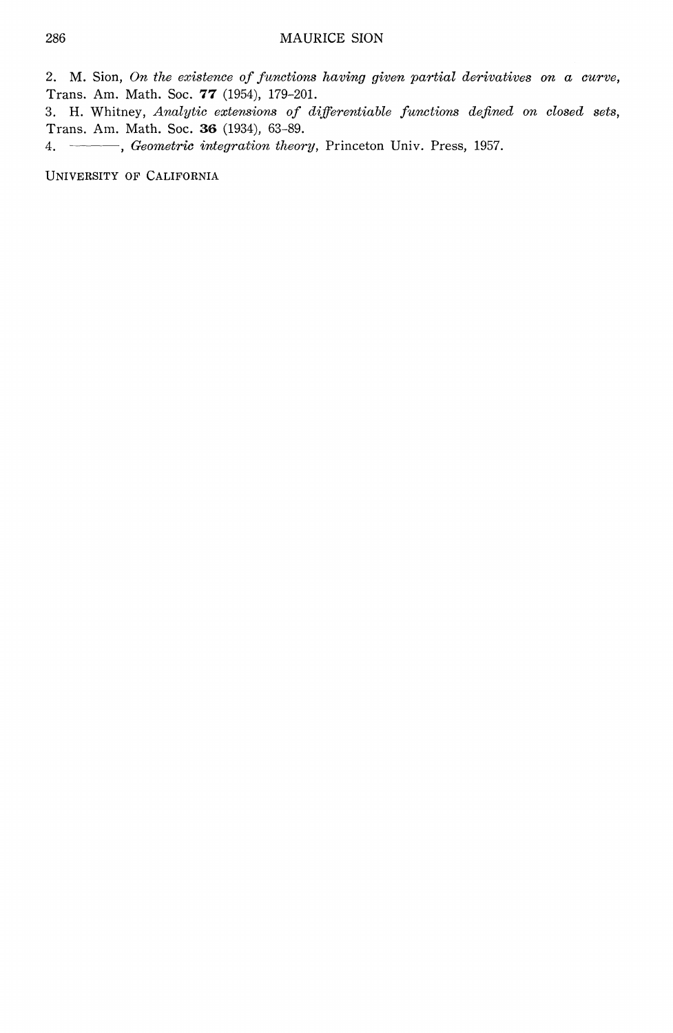2. M. Sion, *On the existence of functions having given partial derivatives on a curve*, Trans. Am. Math. Soc. **77** (1954), 179–201.

3. H. Whitney, *Analytic extensions of differentiable functions defined on closed sets*, Trans. Am. Math. Soc. **36** (1934), 63–89.

4. ———, *Geometric integration theory*, Princeton Univ. Press, 1957.

UNIVERSITY OF CALIFORNIA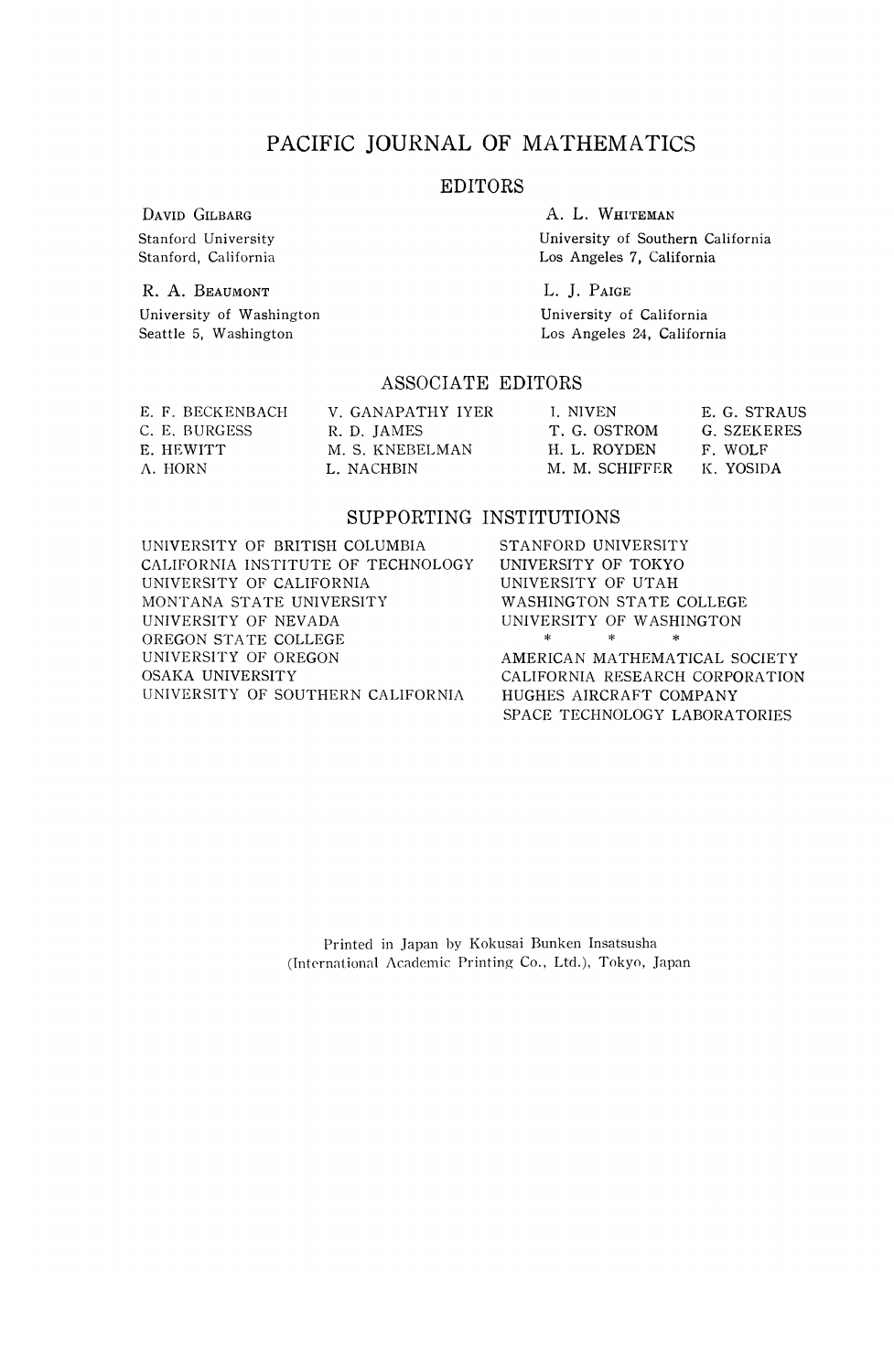# PACIFIC JOURNAL OF MATHEMATICS

## EDITORS

DAVID GILBARG
Stanford University
Stanford, California

R. A. BEAUMONT
University of Washington
Seattle 5, Washington

A. L. WHITEMAN
University of Southern California
Los Angeles 7, California

L. J. PAIGE
University of California
Los Angeles 24, California

## ASSOCIATE EDITORS

E. F. BECKENBACH
C. E. BURGESS
E. HEWITT
A. HORN
V. GANAPATHY IYER
R. D. JAMES
M. S. KNEBELMAN
L. NACHBIN
I. NIVEN
T. G. OSTROM
H. L. ROYDEN
M. M. SCHIFFER
E. G. STRAUS
G. SZEKERES
F. WOLF
K. YOSIDA

## SUPPORTING INSTITUTIONS

UNIVERSITY OF BRITISH COLUMBIA
CALIFORNIA INSTITUTE OF TECHNOLOGY
UNIVERSITY OF CALIFORNIA
MONTANA STATE UNIVERSITY
UNIVERSITY OF NEVADA
OREGON STATE COLLEGE
UNIVERSITY OF OREGON
OSAKA UNIVERSITY
UNIVERSITY OF SOUTHERN CALIFORNIA
STANFORD UNIVERSITY
UNIVERSITY OF TOKYO
UNIVERSITY OF UTAH
WASHINGTON STATE COLLEGE
UNIVERSITY OF WASHINGTON

\* \* \*

AMERICAN MATHEMATICAL SOCIETY
CALIFORNIA RESEARCH CORPORATION
HUGHES AIRCRAFT COMPANY
SPACE TECHNOLOGY LABORATORIES

Printed in Japan by Kokusai Bunken Insatsusha
(International Academic Printing Co., Ltd.), Tokyo, Japan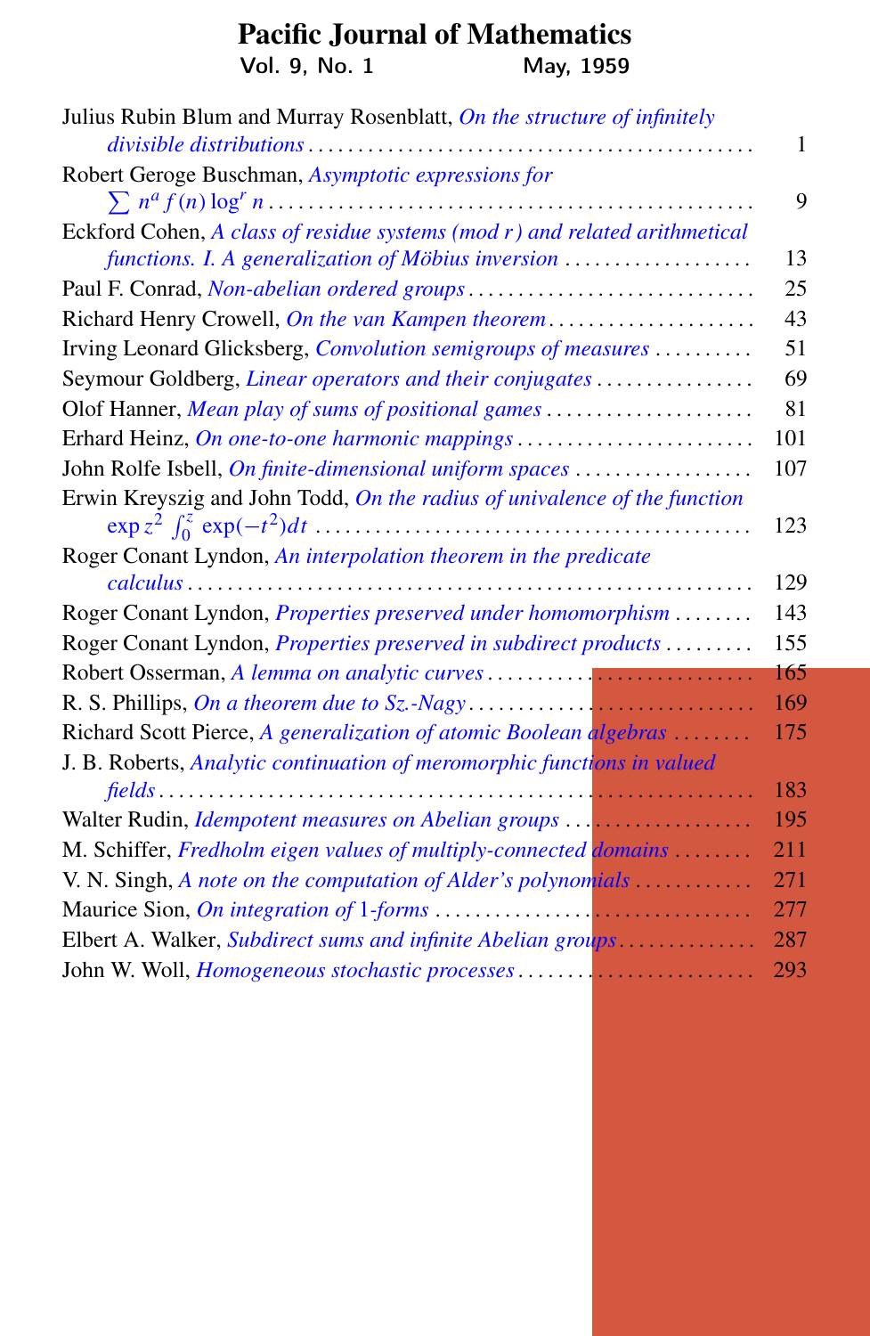# Pacific Journal of Mathematics

**Vol. 9, No. 1 May, 1959**

Julius Rubin Blum and Murray Rosenblatt, *On the structure of infinitely divisible distributions* . . . 1

Robert Geroge Buschman, *Asymptotic expressions for $\sum n^a f(n) \log^r n$* . . . 9

Eckford Cohen, *A class of residue systems (mod r) and related arithmetical functions. I. A generalization of Möbius inversion* . . . 13

Paul F. Conrad, *Non-abelian ordered groups* . . . 25

Richard Henry Crowell, *On the van Kampen theorem* . . . 43

Irving Leonard Glicksberg, *Convolution semigroups of measures* . . . 51

Seymour Goldberg, *Linear operators and their conjugates* . . . 69

Olof Hanner, *Mean play of sums of positional games* . . . 81

Erhard Heinz, *On one-to-one harmonic mappings* . . . 101

John Rolfe Isbell, *On finite-dimensional uniform spaces* . . . 107

Erwin Kreyszig and John Todd, *On the radius of univalence of the function $\exp z^2 \int_0^z \exp(-t^2)dt$* . . . 123

Roger Conant Lyndon, *An interpolation theorem in the predicate calculus* . . . 129

Roger Conant Lyndon, *Properties preserved under homomorphism* . . . 143

Roger Conant Lyndon, *Properties preserved in subdirect products* . . . 155

Robert Osserman, *A lemma on analytic curves* . . . 165

R. S. Phillips, *On a theorem due to Sz.-Nagy* . . . 169

Richard Scott Pierce, *A generalization of atomic Boolean algebras* . . . 175

J. B. Roberts, *Analytic continuation of meromorphic functions in valued fields* . . . 183

Walter Rudin, *Idempotent measures on Abelian groups* . . . 195

M. Schiffer, *Fredholm eigen values of multiply-connected domains* . . . 211

V. N. Singh, *A note on the computation of Alder's polynomials* . . . 271

Maurice Sion, *On integration of 1-forms* . . . 277

Elbert A. Walker, *Subdirect sums and infinite Abelian groups* . . . 287

John W. Woll, *Homogeneous stochastic processes* . . . 293